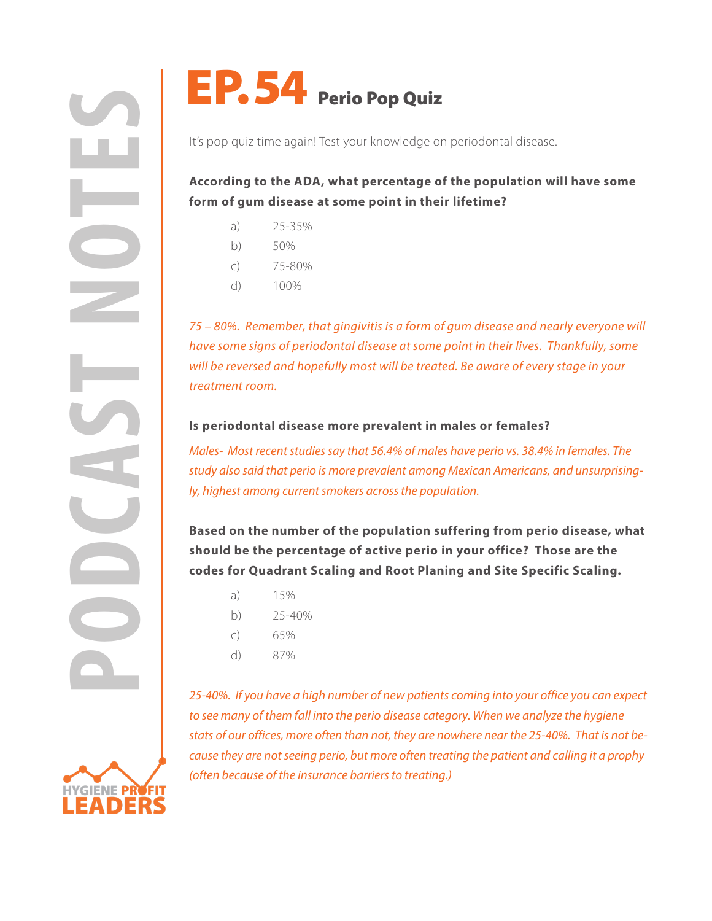# EP.54 Perio Pop Quiz

It's pop quiz time again! Test your knowledge on periodontal disease.

**According to the ADA, what percentage of the population will have some form of gum disease at some point in their lifetime?**

a) 25-35%
b) 50%
c) 75-80%
d) 100%

*75 – 80%. Remember, that gingivitis is a form of gum disease and nearly everyone will have some signs of periodontal disease at some point in their lives. Thankfully, some will be reversed and hopefully most will be treated. Be aware of every stage in your treatment room.*

**Is periodontal disease more prevalent in males or females?**

*Males- Most recent studies say that 56.4% of males have perio vs. 38.4% in females. The study also said that perio is more prevalent among Mexican Americans, and unsurprisingly, highest among current smokers across the population.*

**Based on the number of the population suffering from perio disease, what should be the percentage of active perio in your office? Those are the codes for Quadrant Scaling and Root Planing and Site Specific Scaling.**

a) 15%
b) 25-40%
c) 65%
d) 87%

*25-40%. If you have a high number of new patients coming into your office you can expect to see many of them fall into the perio disease category. When we analyze the hygiene stats of our offices, more often than not, they are nowhere near the 25-40%. That is not because they are not seeing perio, but more often treating the patient and calling it a prophy (often because of the insurance barriers to treating.)*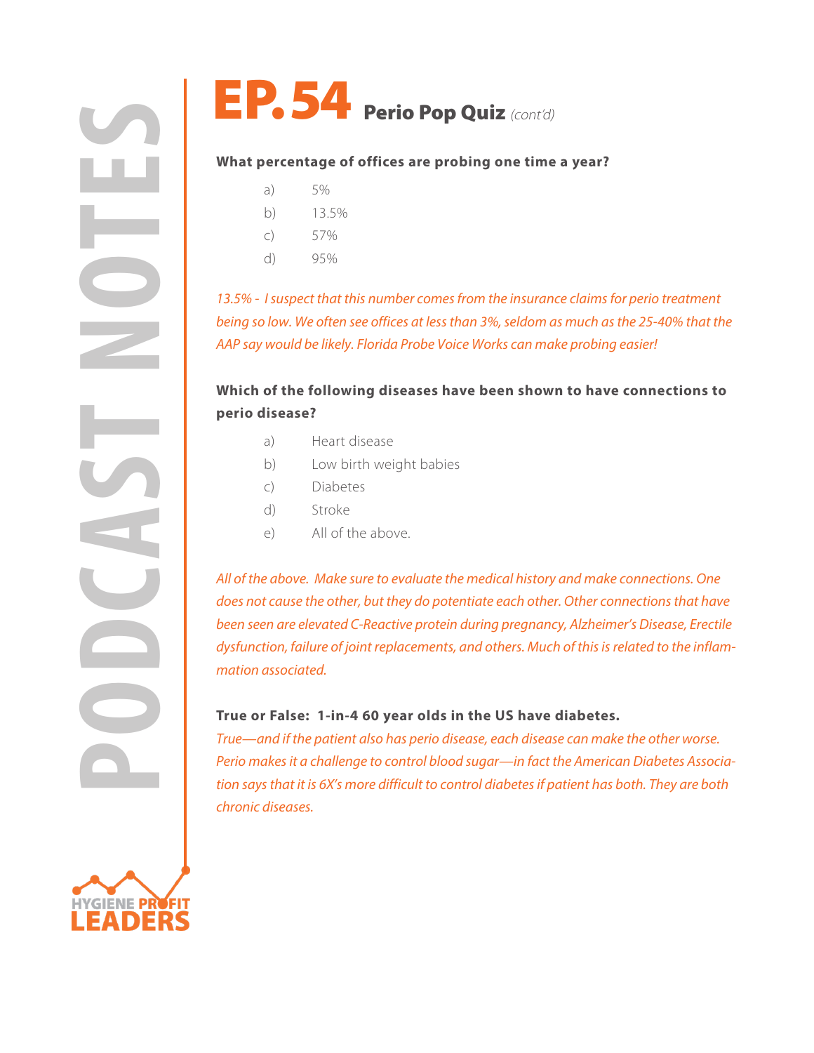# EP. 54 Perio Pop Quiz *(cont'd)*

**What percentage of offices are probing one time a year?**

a) 5%
b) 13.5%
c) 57%
d) 95%

*13.5% - I suspect that this number comes from the insurance claims for perio treatment being so low. We often see offices at less than 3%, seldom as much as the 25-40% that the AAP say would be likely. Florida Probe Voice Works can make probing easier!*

**Which of the following diseases have been shown to have connections to perio disease?**

a) Heart disease
b) Low birth weight babies
c) Diabetes
d) Stroke
e) All of the above.

*All of the above. Make sure to evaluate the medical history and make connections. One does not cause the other, but they do potentiate each other. Other connections that have been seen are elevated C-Reactive protein during pregnancy, Alzheimer's Disease, Erectile dysfunction, failure of joint replacements, and others. Much of this is related to the inflammation associated.*

**True or False: 1-in-4 60 year olds in the US have diabetes.**

*True—and if the patient also has perio disease, each disease can make the other worse. Perio makes it a challenge to control blood sugar—in fact the American Diabetes Association says that it is 6X's more difficult to control diabetes if patient has both. They are both chronic diseases.*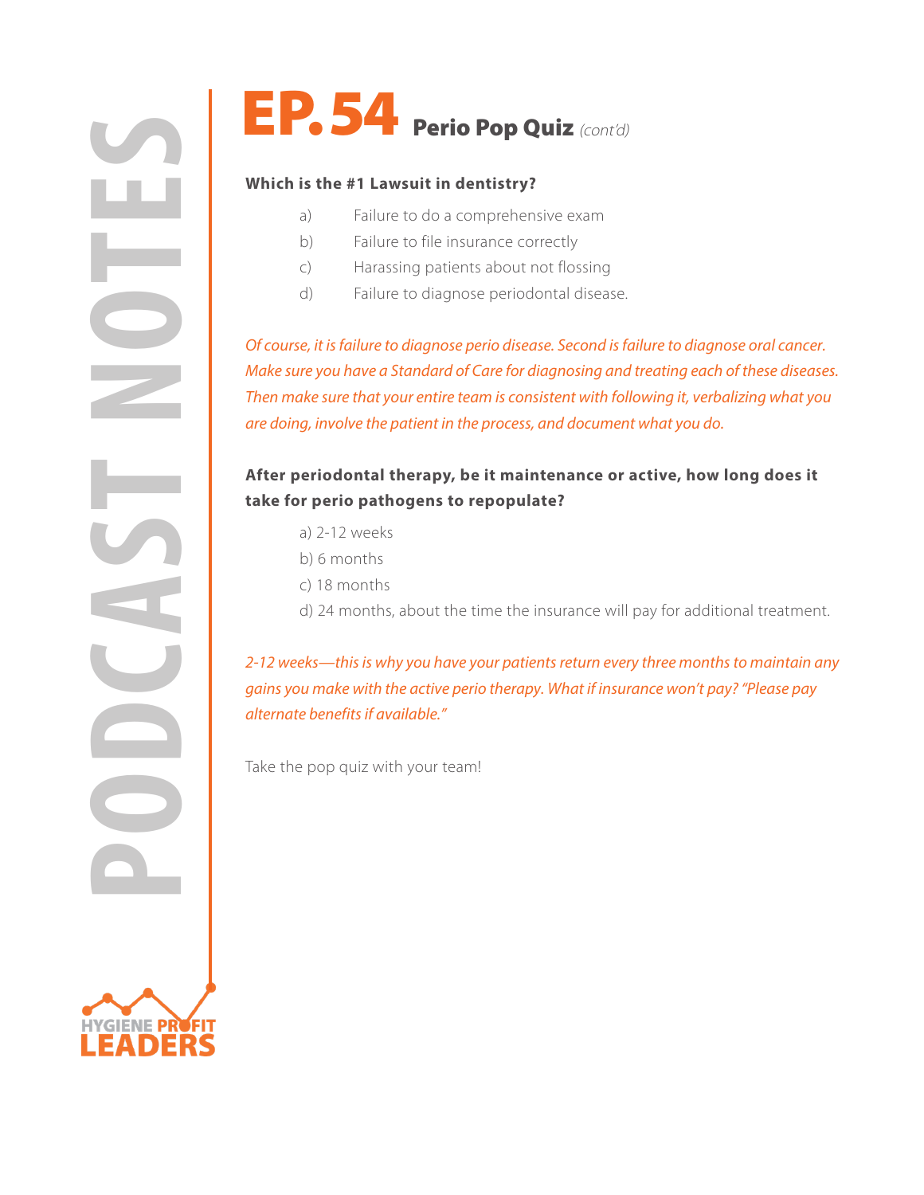# EP. 54 Perio Pop Quiz *(cont'd)*

**Which is the #1 Lawsuit in dentistry?**

a) Failure to do a comprehensive exam
b) Failure to file insurance correctly
c) Harassing patients about not flossing
d) Failure to diagnose periodontal disease.

*Of course, it is failure to diagnose perio disease. Second is failure to diagnose oral cancer. Make sure you have a Standard of Care for diagnosing and treating each of these diseases. Then make sure that your entire team is consistent with following it, verbalizing what you are doing, involve the patient in the process, and document what you do.*

**After periodontal therapy, be it maintenance or active, how long does it take for perio pathogens to repopulate?**

a) 2-12 weeks
b) 6 months
c) 18 months
d) 24 months, about the time the insurance will pay for additional treatment.

*2-12 weeks—this is why you have your patients return every three months to maintain any gains you make with the active perio therapy. What if insurance won't pay? "Please pay alternate benefits if available."*

Take the pop quiz with your team!